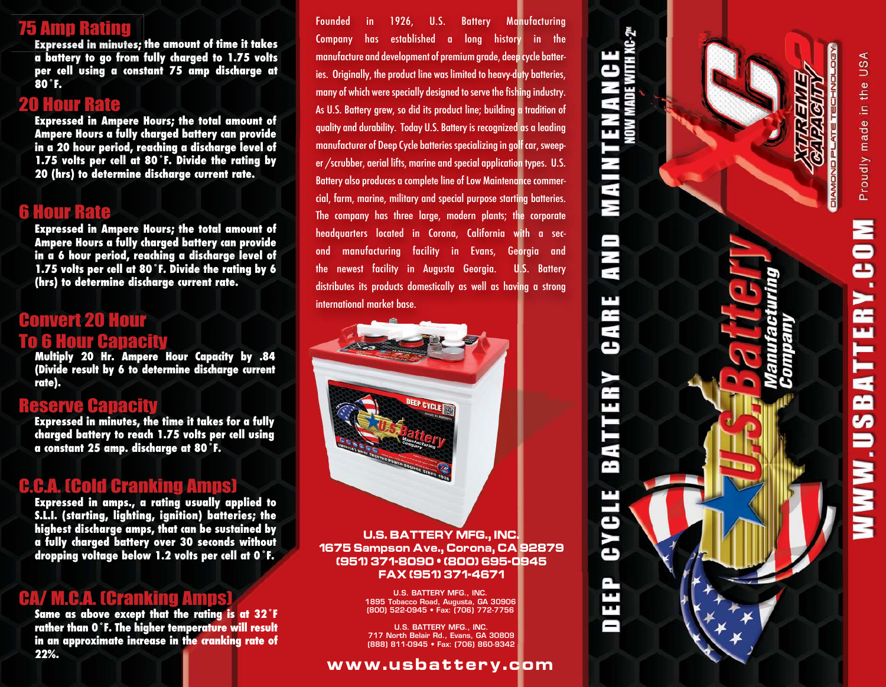## 75 Amp Rating

Expressed in minutes; the amount of time it takes a battery to go from fully charged to 1.75 volts per cell using a constant 75 amp discharge at 80˚F.

## 20 Hour Rate

Expressed in Ampere Hours; the total amount of Ampere Hours a fully charged battery can provide in a 20 hour period, reaching a discharge level of 1.75 volts per cell at 80˚F. Divide the rating by 20 (hrs) to determine discharge current rate.

## 6 Hour Rate

Expressed in Ampere Hours; the total amount of Ampere Hours a fully charged battery can provide in a 6 hour period, reaching a discharge level of 1.75 volts per cell at 80˚F. Divide the rating by 6 (hrs) to determine discharge current rate.

## Convert 20 Hour To 6 Hour Capacity

Multiply 20 Hr. Ampere Hour Capacity by .84 (Divide result by 6 to determine discharge current rate).

## Reserve Capacity

Expressed in minutes, the time it takes for a fully charged battery to reach 1.75 volts per cell using a constant 25 amp. discharge at 80˚F.

## C.C.A. (Cold Cranking Amps)

Expressed in amps., a rating usually applied to S.L.I. (starting, lighting, ignition) batteries; the highest discharge amps, that can be sustained by a fully charged battery over 30 seconds without dropping voltage below 1.2 volts per cell at 0˚F.

## CA/ M.C.A. (Cranking Amps)

Same as above except that the rating is at 32˚F rather than 0˚F. The higher temperature will result in an approximate increase in the cranking rate of 22%.

Founded in 1926, U.S. Battery Manufacturing Company has established a long history in the manufacture and development of premium grade, deep cycle batteries. Originally, the product line was limited to heavy-duty batteries, many of which were specially designed to serve the fishing industry. As U.S. Battery grew, so did its product line; building a tradition of quality and durability. Today U.S. Battery is recognized as a leading manufacturer of Deep Cycle batteries specializing in golf car, sweeper /scrubber, aerial lifts, marine and special application types. U.S. Battery also produces a complete line of Low Maintenance commercial, farm, marine, military and special purpose starting batteries. The company has three large, modern plants; the corporate headquarters located in Corona, California with a second manufacturing facility in Evans, Georgia and the newest facility in Augusta Georgia. U.S. Battery distributes its products domestically as well as having a strong international market base.

**U.S. BATTERY MFG., INC.**
**1675 Sampson Ave., Corona, CA 92879**
**(951) 371-8090 • (800) 695-0945**
**FAX (951) 371-4671**

U.S. BATTERY MFG., INC.
1895 Tobacco Road, Augusta, GA 30906
(800) 522-0945 • Fax: (706) 772-7756

U.S. BATTERY MFG., INC.
717 North Belair Rd., Evans, GA 30809
(888) 811-0945 • Fax: (706) 860-9342

**www.usbattery.com**

# DEEP CYCLE BATTERY CARE AND MAINTENANCE

NOW MADE WITH XC-2™

XC2™ XTREME CAPACITY — DIAMOND PLATE TECHNOLOGY

U.S. Battery Manufacturing Company

WWW.USBATTERY.COM

Proudly made in the USA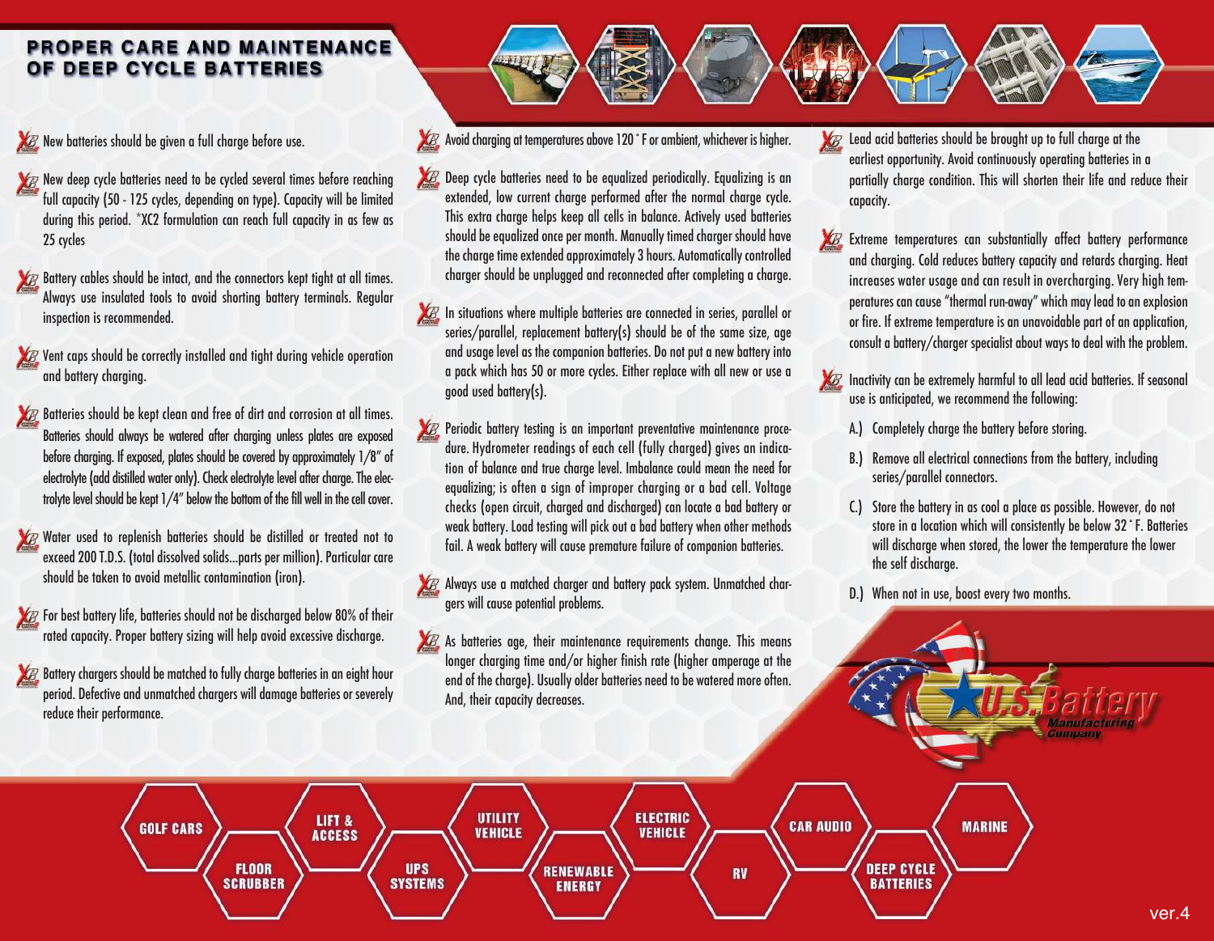# PROPER CARE AND MAINTENANCE OF DEEP CYCLE BATTERIES

- New batteries should be given a full charge before use.
- New deep cycle batteries need to be cycled several times before reaching full capacity (50 - 125 cycles, depending on type). Capacity will be limited during this period. *XC2 formulation can reach full capacity in as few as 25 cycles
- Battery cables should be intact, and the connectors kept tight at all times. Always use insulated tools to avoid shorting battery terminals. Regular inspection is recommended.
- Vent caps should be correctly installed and tight during vehicle operation and battery charging.
- Batteries should be kept clean and free of dirt and corrosion at all times. Batteries should always be watered after charging unless plates are exposed before charging. If exposed, plates should be covered by approximately 1/8" of electrolyte (add distilled water only). Check electrolyte level after charge. The electrolyte level should be kept 1/4" below the bottom of the fill well in the cell cover.
- Water used to replenish batteries should be distilled or treated not to exceed 200 T.D.S. (total dissolved solids...parts per million). Particular care should be taken to avoid metallic contamination (iron).
- For best battery life, batteries should not be discharged below 80% of their rated capacity. Proper battery sizing will help avoid excessive discharge.
- Battery chargers should be matched to fully charge batteries in an eight hour period. Defective and unmatched chargers will damage batteries or severely reduce their performance.
- Avoid charging at temperatures above 120˚F or ambient, whichever is higher.
- Deep cycle batteries need to be equalized periodically. Equalizing is an extended, low current charge performed after the normal charge cycle. This extra charge helps keep all cells in balance. Actively used batteries should be equalized once per month. Manually timed charger should have the charge time extended approximately 3 hours. Automatically controlled charger should be unplugged and reconnected after completing a charge.
- In situations where multiple batteries are connected in series, parallel or series/parallel, replacement battery(s) should be of the same size, age and usage level as the companion batteries. Do not put a new battery into a pack which has 50 or more cycles. Either replace with all new or use a good used battery(s).
- Periodic battery testing is an important preventative maintenance procedure. Hydrometer readings of each cell (fully charged) gives an indication of balance and true charge level. Imbalance could mean the need for equalizing; is often a sign of improper charging or a bad cell. Voltage checks (open circuit, charged and discharged) can locate a bad battery or weak battery. Load testing will pick out a bad battery when other methods fail. A weak battery will cause premature failure of companion batteries.
- Always use a matched charger and battery pack system. Unmatched chargers will cause potential problems.
- As batteries age, their maintenance requirements change. This means longer charging time and/or higher finish rate (higher amperage at the end of the charge). Usually older batteries need to be watered more often. And, their capacity decreases.
- Lead acid batteries should be brought up to full charge at the earliest opportunity. Avoid continuously operating batteries in a partially charge condition. This will shorten their life and reduce their capacity.
- Extreme temperatures can substantially affect battery performance and charging. Cold reduces battery capacity and retards charging. Heat increases water usage and can result in overcharging. Very high temperatures can cause "thermal run-away" which may lead to an explosion or fire. If extreme temperature is an unavoidable part of an application, consult a battery/charger specialist about ways to deal with the problem.
- Inactivity can be extremely harmful to all lead acid batteries. If seasonal use is anticipated, we recommend the following:
  - A.) Completely charge the battery before storing.
  - B.) Remove all electrical connections from the battery, including series/parallel connectors.
  - C.) Store the battery in as cool a place as possible. However, do not store in a location which will consistently be below 32˚F. Batteries will discharge when stored, the lower the temperature the lower the self discharge.
  - D.) When not in use, boost every two months.

U.S. Battery Manufacturing Company

GOLF CARS · FLOOR SCRUBBER · LIFT & ACCESS · UPS SYSTEMS · UTILITY VEHICLE · RENEWABLE ENERGY · ELECTRIC VEHICLE · RV · CAR AUDIO · DEEP CYCLE BATTERIES · MARINE

ver.4